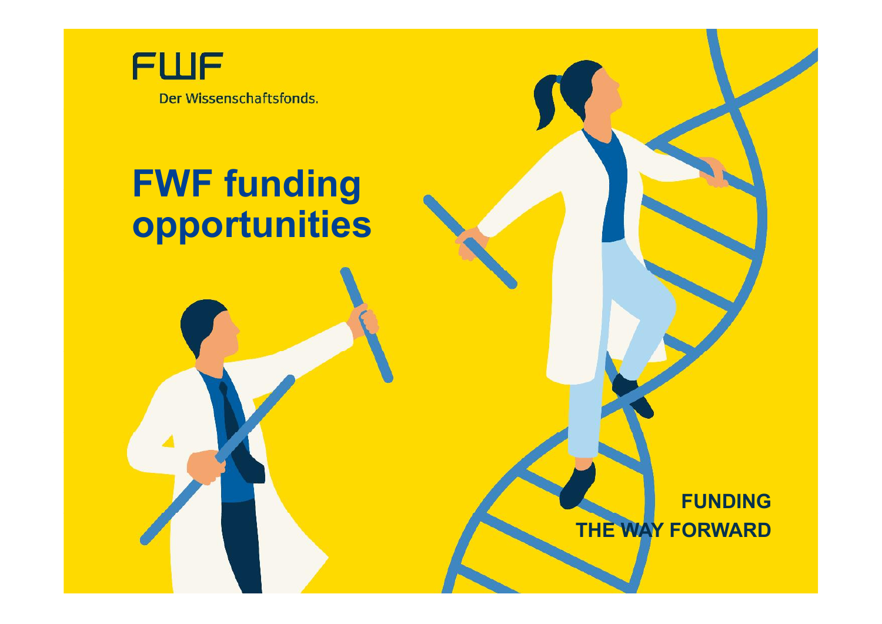FWF

Der Wissenschaftsfonds.

# FWF funding opportunities

**FUNDING THE WAY FORWARD**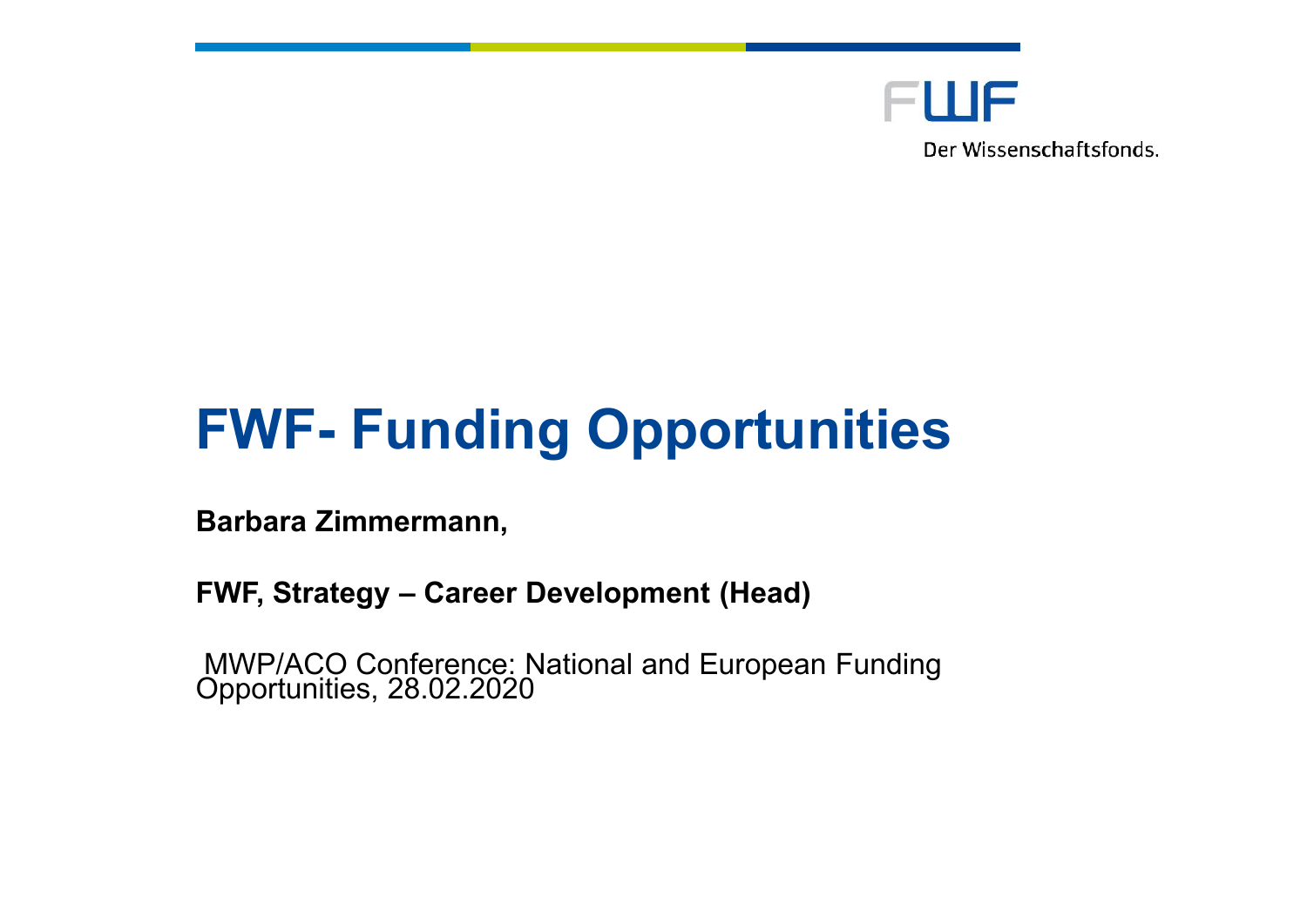FWF

Der Wissenschaftsfonds.

# FWF- Funding Opportunities

**Barbara Zimmermann,**

**FWF, Strategy – Career Development (Head)**

MWP/ACO Conference: National and European Funding Opportunities, 28.02.2020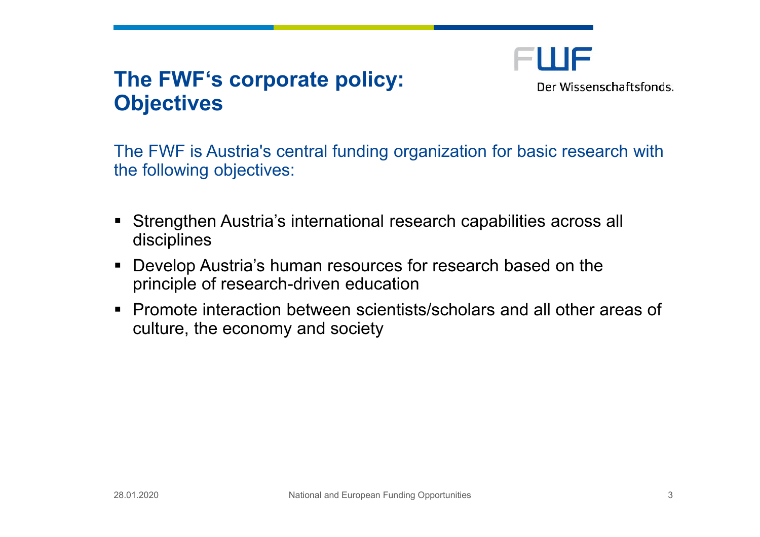# The FWF‘s corporate policy: Objectives

The FWF is Austria's central funding organization for basic research with the following objectives:

- Strengthen Austria’s international research capabilities across all disciplines
- Develop Austria’s human resources for research based on the principle of research-driven education
- Promote interaction between scientists/scholars and all other areas of culture, the economy and society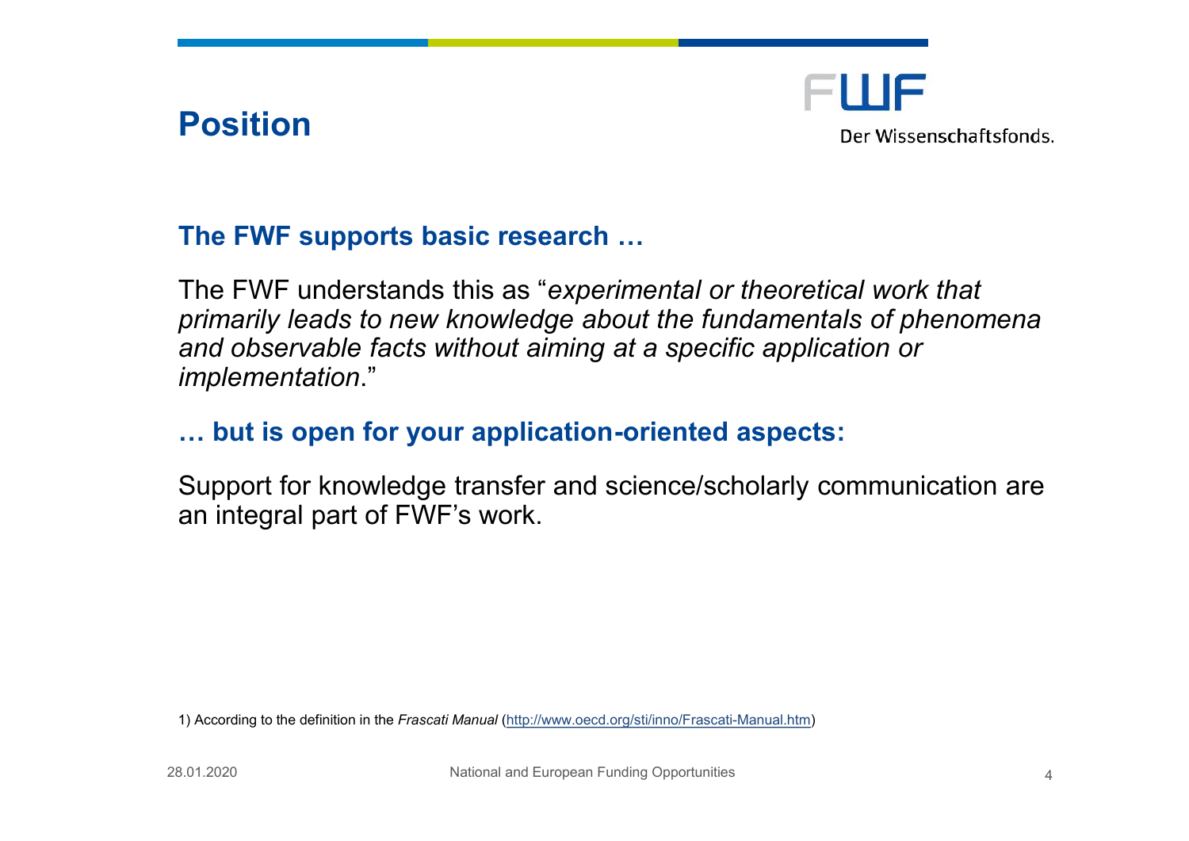# Position

## The FWF supports basic research …

The FWF understands this as "*experimental or theoretical work that primarily leads to new knowledge about the fundamentals of phenomena and observable facts without aiming at a specific application or implementation*."

## … but is open for your application-oriented aspects:

Support for knowledge transfer and science/scholarly communication are an integral part of FWF's work.

1) According to the definition in the *Frascati Manual* (http://www.oecd.org/sti/inno/Frascati-Manual.htm)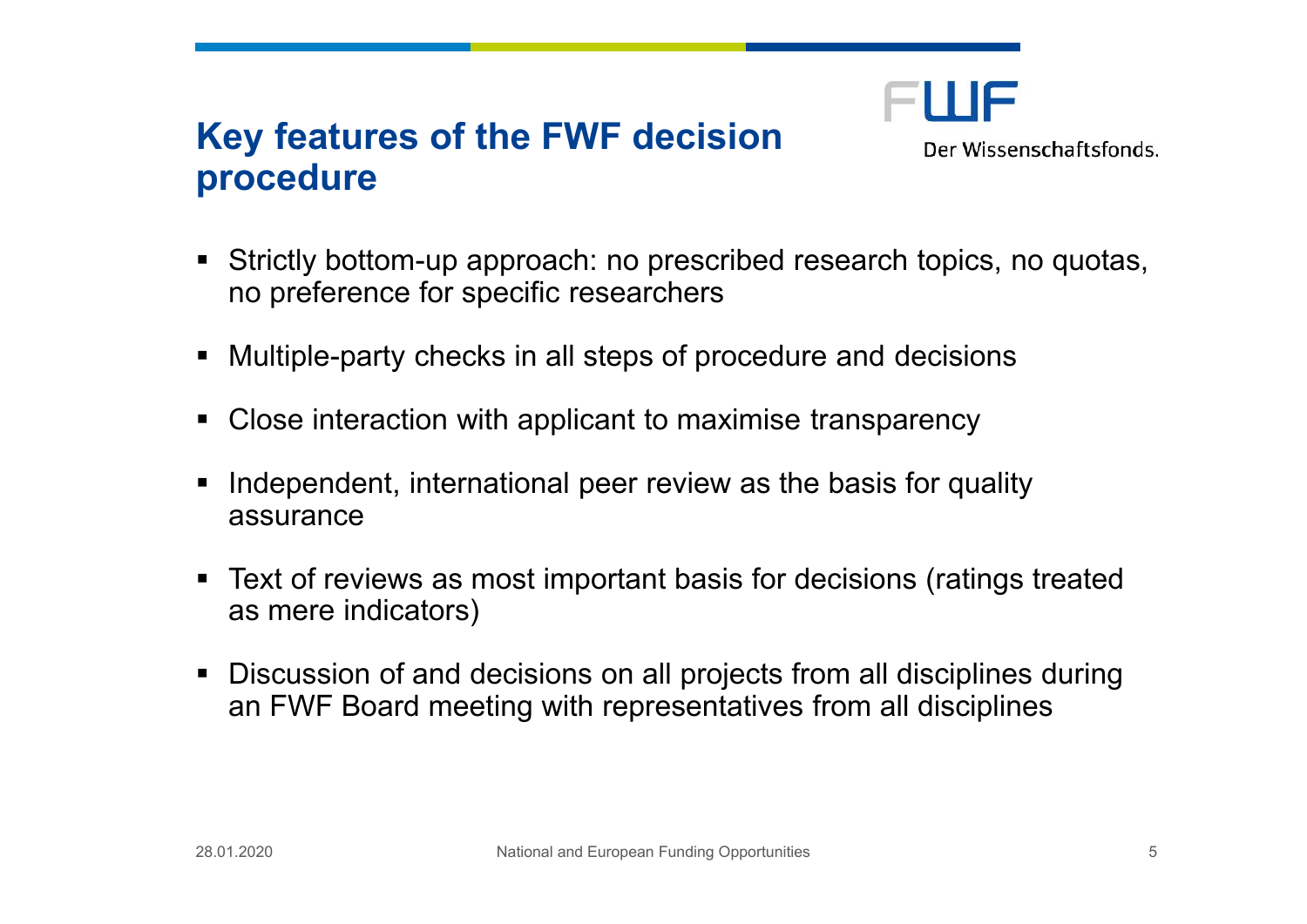# Key features of the FWF decision procedure

- Strictly bottom-up approach: no prescribed research topics, no quotas, no preference for specific researchers
- Multiple-party checks in all steps of procedure and decisions
- Close interaction with applicant to maximise transparency
- Independent, international peer review as the basis for quality assurance
- Text of reviews as most important basis for decisions (ratings treated as mere indicators)
- Discussion of and decisions on all projects from all disciplines during an FWF Board meeting with representatives from all disciplines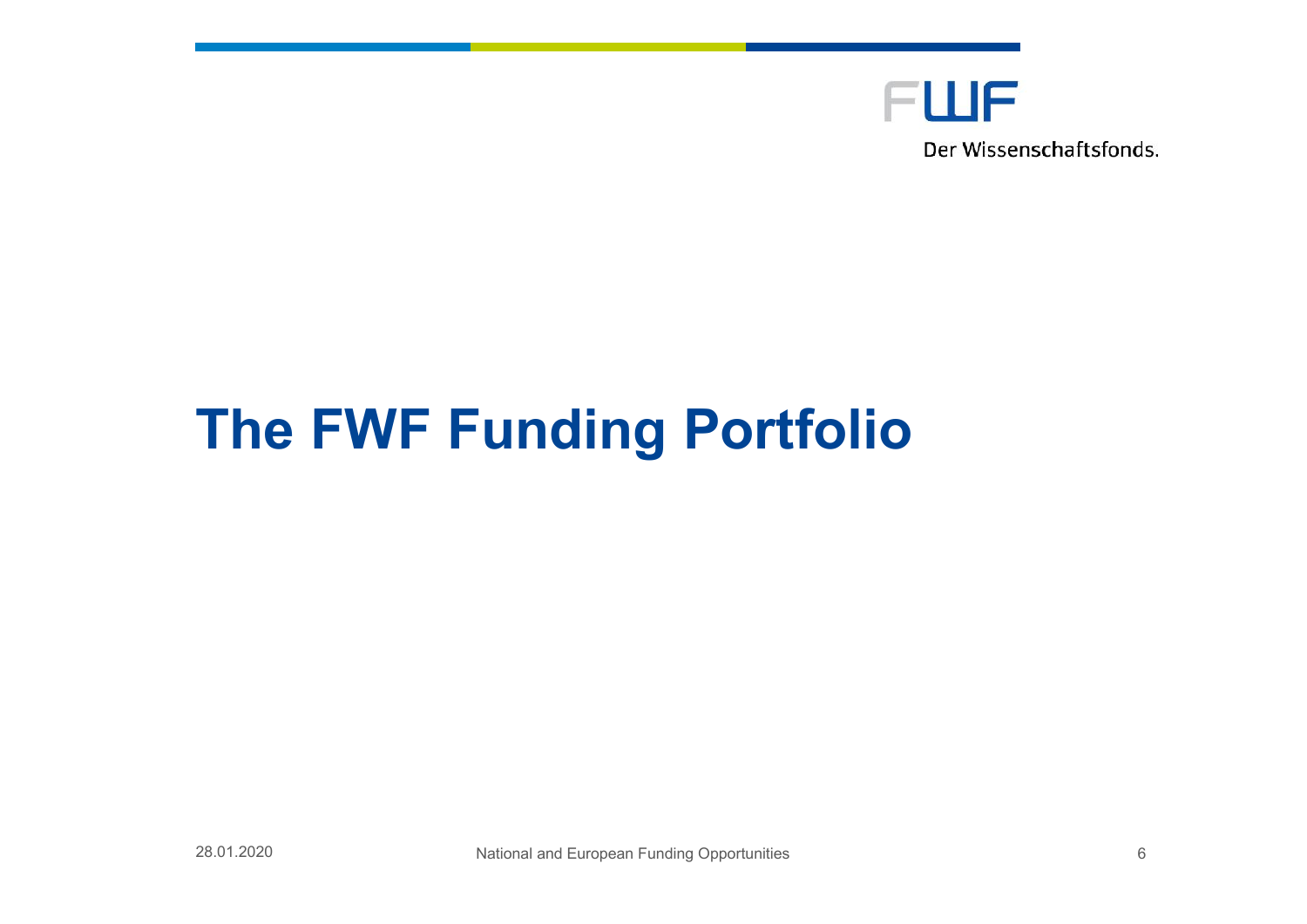# The FWF Funding Portfolio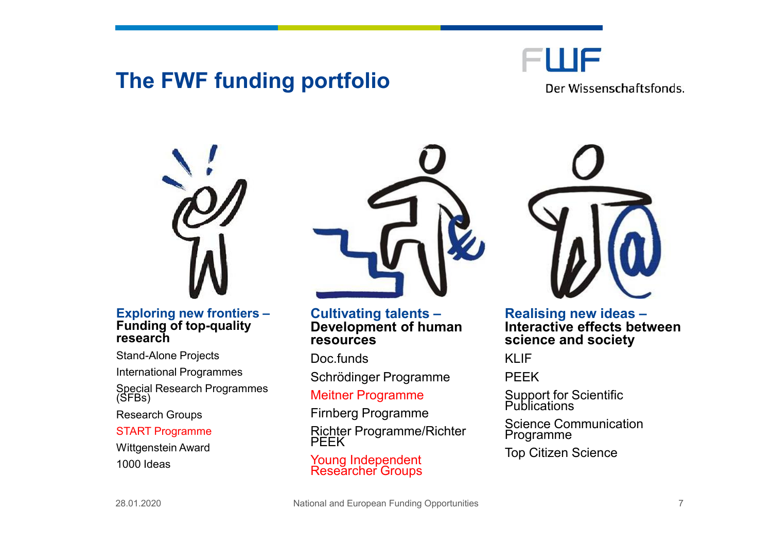# The FWF funding portfolio

FWF Der Wissenschaftsfonds.

### Exploring new frontiers – Funding of top-quality research

- Stand-Alone Projects
- International Programmes
- Special Research Programmes (SFBs)
- Research Groups
- START Programme
- Wittgenstein Award
- 1000 Ideas

### Cultivating talents – Development of human resources

- Doc.funds
- Schrödinger Programme
- Meitner Programme
- Firnberg Programme
- Richter Programme/Richter PEEK
- Young Independent Researcher Groups

### Realising new ideas – Interactive effects between science and society

- KLIF
- PEEK
- Support for Scientific Publications
- Science Communication Programme
- Top Citizen Science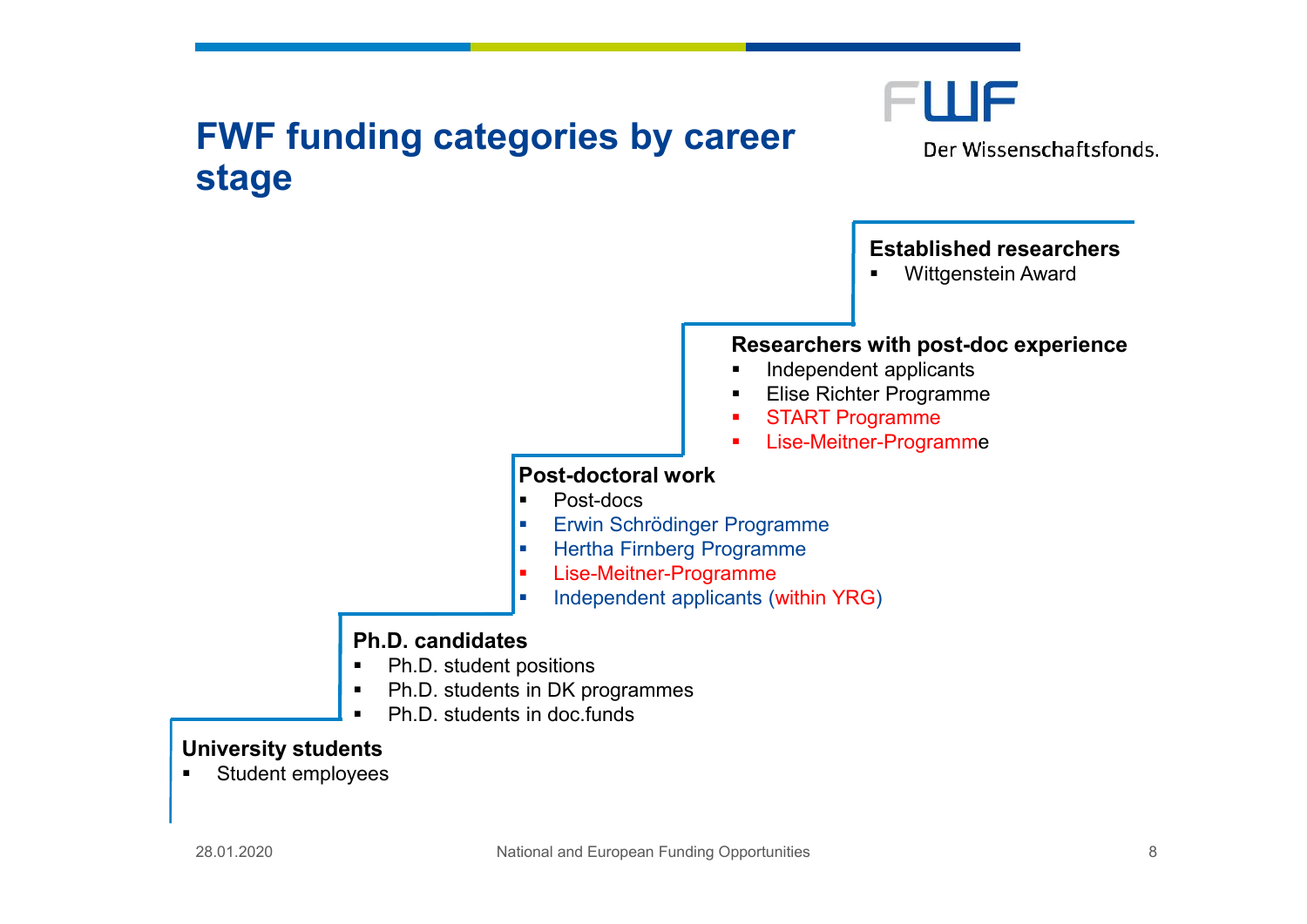# FWF funding categories by career stage

### Established researchers

- Wittgenstein Award

### Researchers with post-doc experience

- Independent applicants
- Elise Richter Programme
- START Programme
- Lise-Meitner-Programme

### Post-doctoral work

- Post-docs
- Erwin Schrödinger Programme
- Hertha Firnberg Programme
- Lise-Meitner-Programme
- Independent applicants (within YRG)

### Ph.D. candidates

- Ph.D. student positions
- Ph.D. students in DK programmes
- Ph.D. students in doc.funds

### University students

- Student employees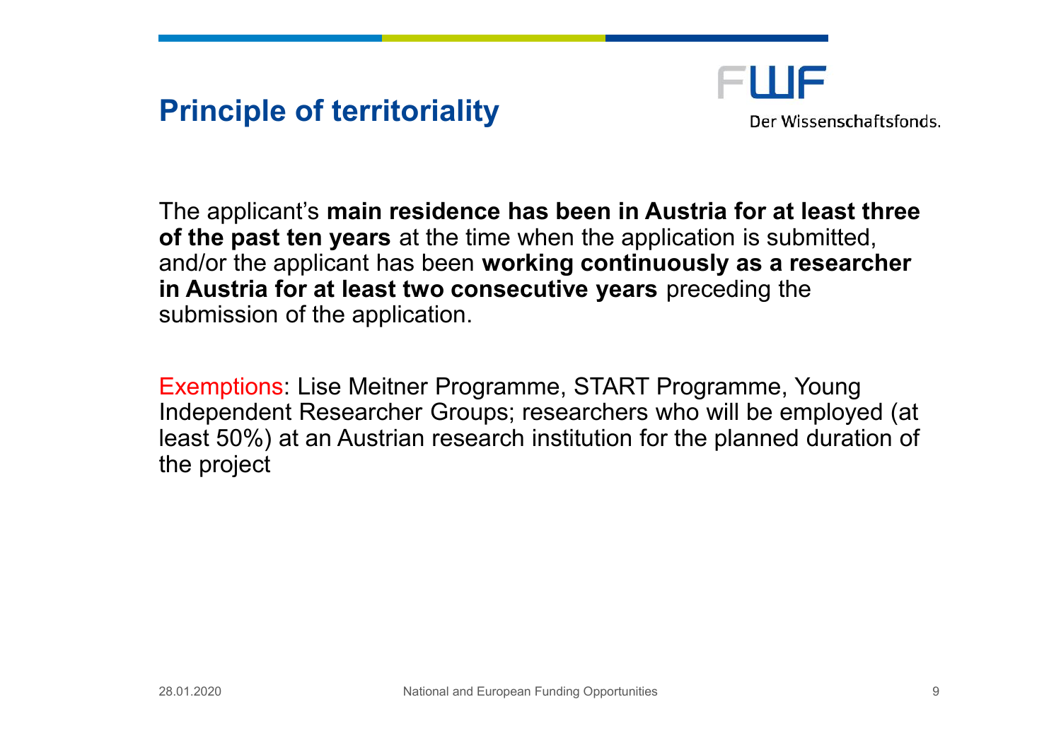# Principle of territoriality

The applicant's **main residence has been in Austria for at least three of the past ten years** at the time when the application is submitted, and/or the applicant has been **working continuously as a researcher in Austria for at least two consecutive years** preceding the submission of the application.

Exemptions: Lise Meitner Programme, START Programme, Young Independent Researcher Groups; researchers who will be employed (at least 50%) at an Austrian research institution for the planned duration of the project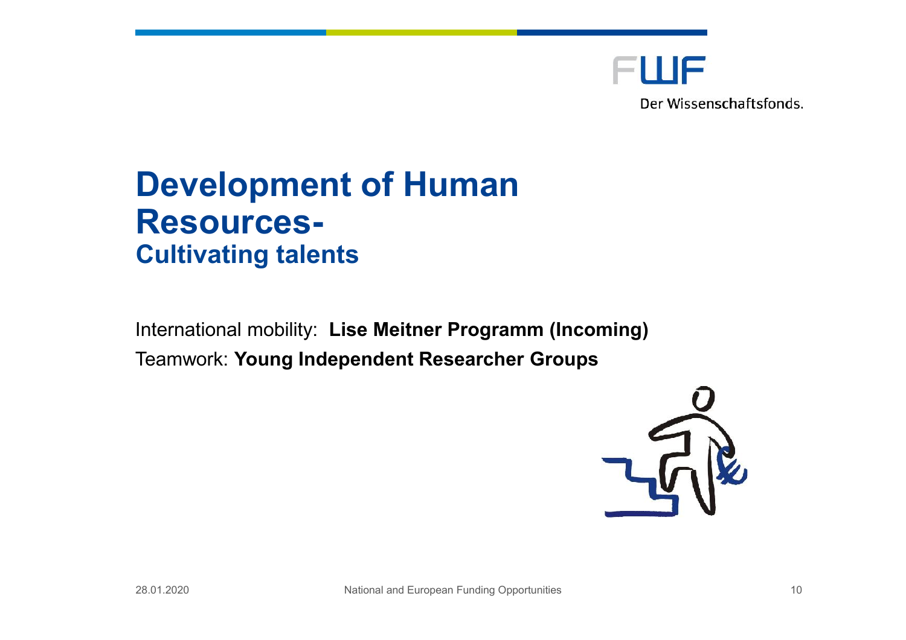# Development of Human Resources-
## Cultivating talents

International mobility: **Lise Meitner Programm (Incoming)**

Teamwork: **Young Independent Researcher Groups**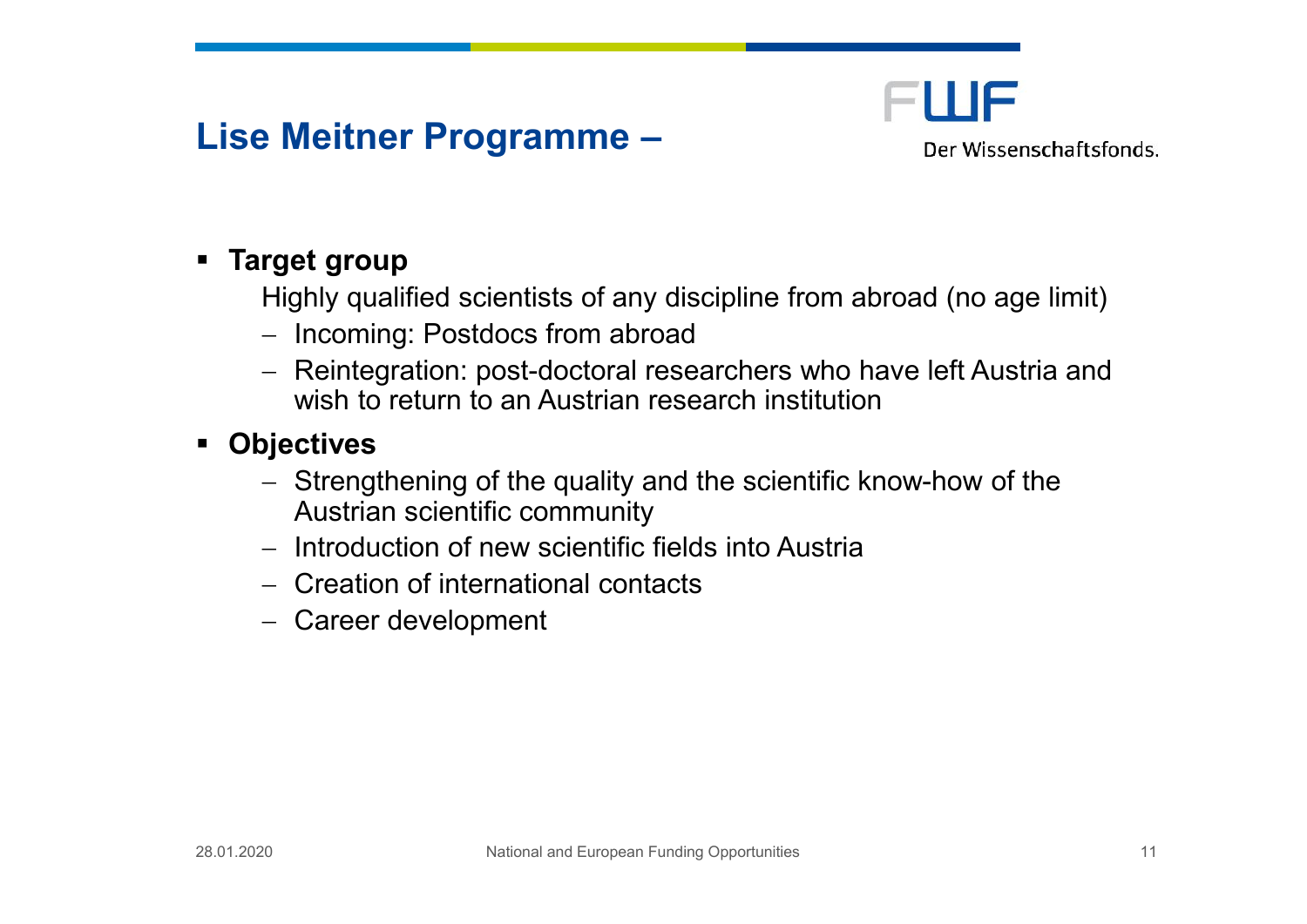# Lise Meitner Programme –

- **Target group**

  Highly qualified scientists of any discipline from abroad (no age limit)

  - Incoming: Postdocs from abroad
  - Reintegration: post-doctoral researchers who have left Austria and wish to return to an Austrian research institution

- **Objectives**
  - Strengthening of the quality and the scientific know-how of the Austrian scientific community
  - Introduction of new scientific fields into Austria
  - Creation of international contacts
  - Career development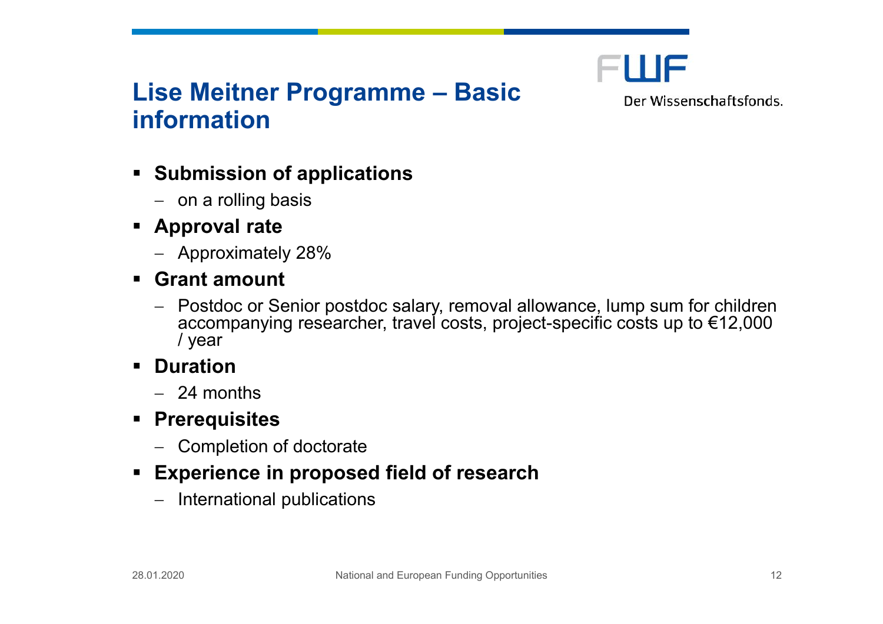# Lise Meitner Programme – Basic information

FWF Der Wissenschaftsfonds.

- **Submission of applications**
  - on a rolling basis
- **Approval rate**
  - Approximately 28%
- **Grant amount**
  - Postdoc or Senior postdoc salary, removal allowance, lump sum for children accompanying researcher, travel costs, project-specific costs up to €12,000 / year
- **Duration**
  - 24 months
- **Prerequisites**
  - Completion of doctorate
- **Experience in proposed field of research**
  - International publications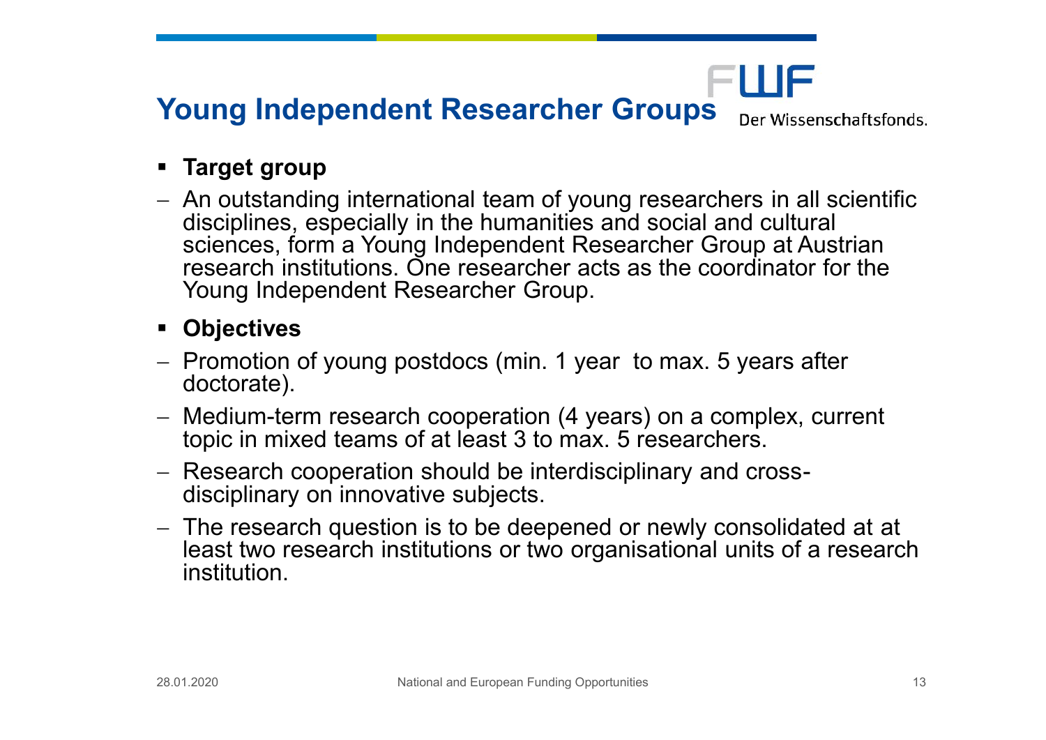# Young Independent Researcher Groups

- **Target group**

- An outstanding international team of young researchers in all scientific disciplines, especially in the humanities and social and cultural sciences, form a Young Independent Researcher Group at Austrian research institutions. One researcher acts as the coordinator for the Young Independent Researcher Group.

- **Objectives**

- Promotion of young postdocs (min. 1 year to max. 5 years after doctorate).
- Medium-term research cooperation (4 years) on a complex, current topic in mixed teams of at least 3 to max. 5 researchers.
- Research cooperation should be interdisciplinary and cross-disciplinary on innovative subjects.
- The research question is to be deepened or newly consolidated at at least two research institutions or two organisational units of a research institution.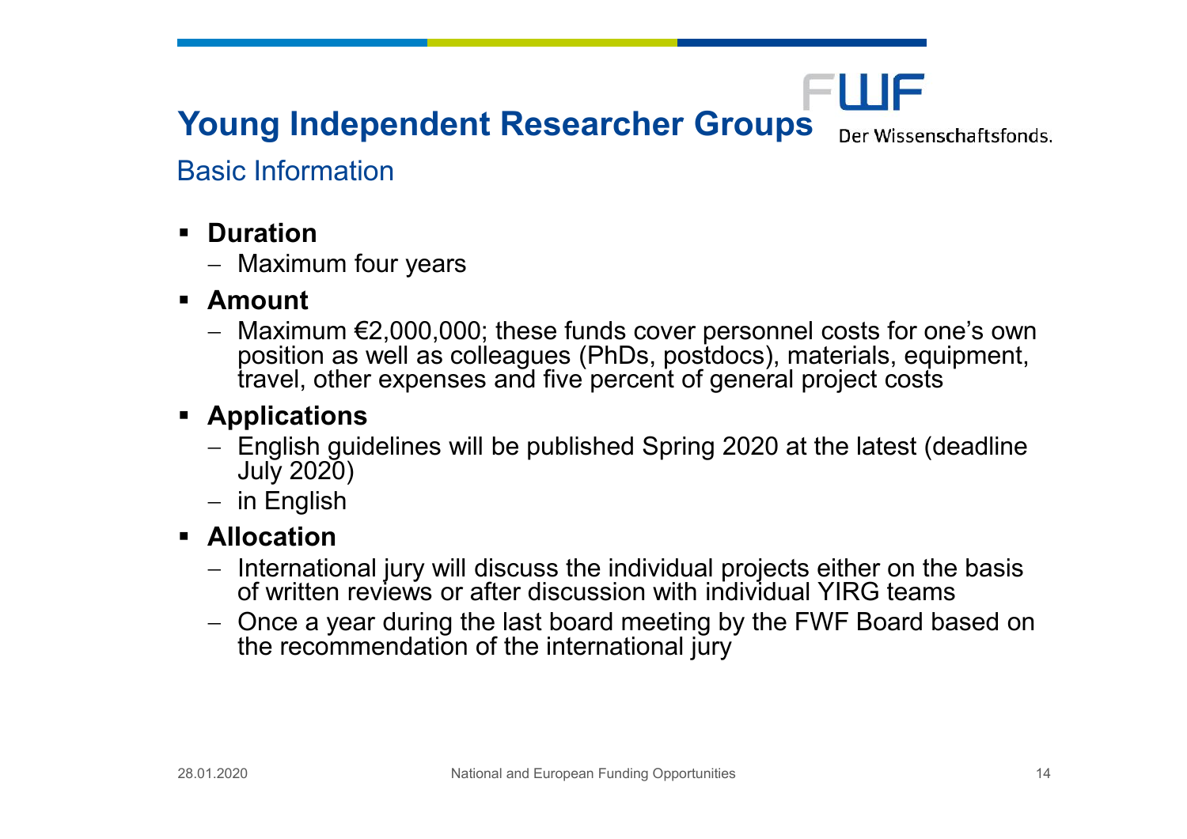# Young Independent Researcher Groups

## Basic Information

- **Duration**
  - Maximum four years
- **Amount**
  - Maximum €2,000,000; these funds cover personnel costs for one's own position as well as colleagues (PhDs, postdocs), materials, equipment, travel, other expenses and five percent of general project costs
- **Applications**
  - English guidelines will be published Spring 2020 at the latest (deadline July 2020)
  - in English
- **Allocation**
  - International jury will discuss the individual projects either on the basis of written reviews or after discussion with individual YIRG teams
  - Once a year during the last board meeting by the FWF Board based on the recommendation of the international jury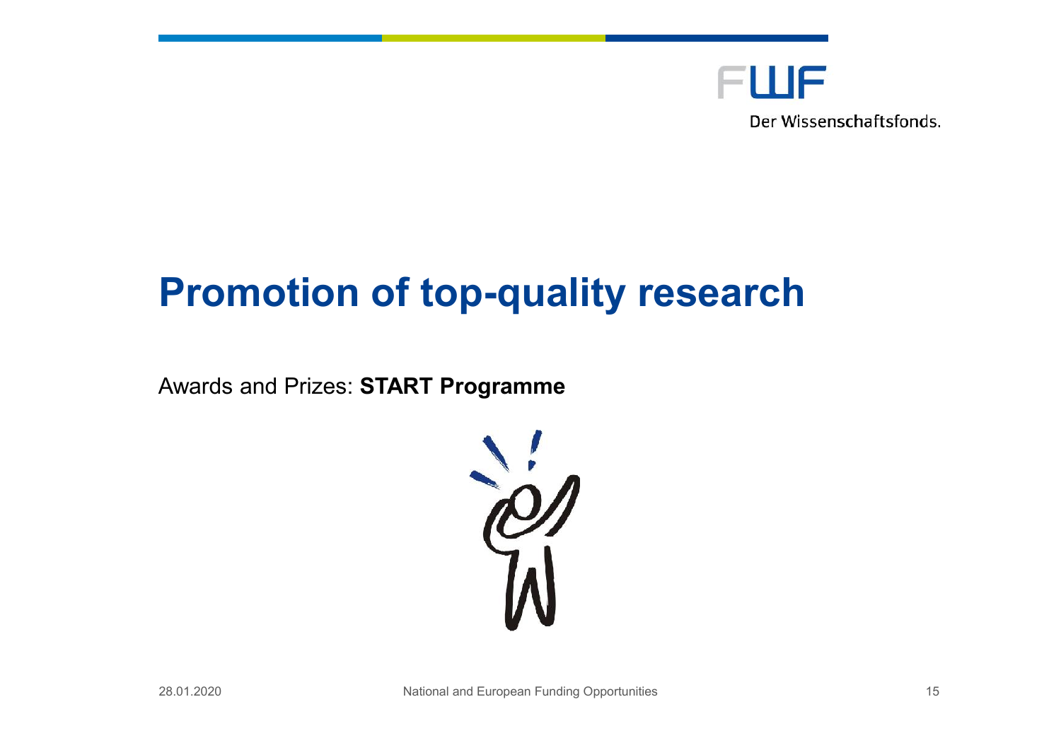# Promotion of top-quality research

Awards and Prizes: **START Programme**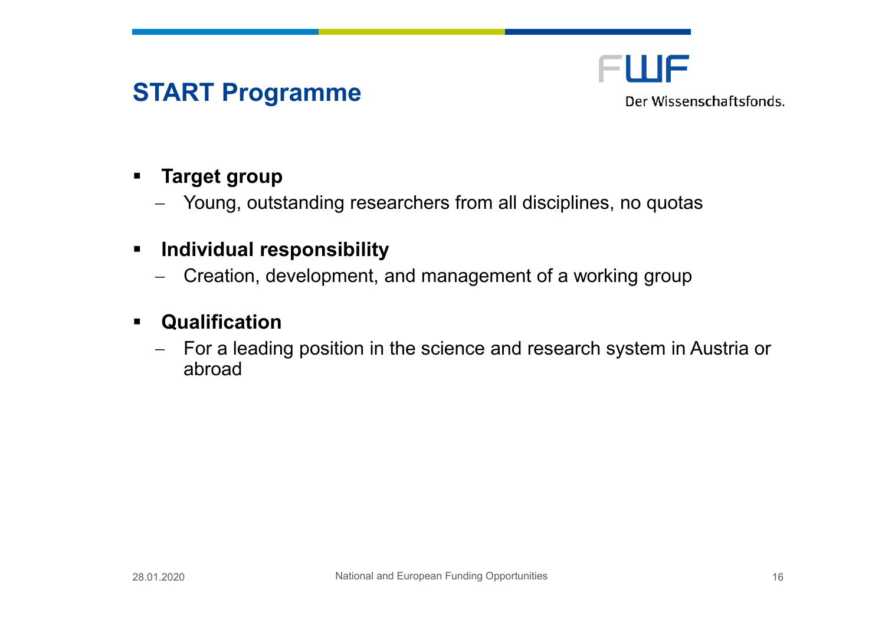# START Programme

- **Target group**
  - Young, outstanding researchers from all disciplines, no quotas
- **Individual responsibility**
  - Creation, development, and management of a working group
- **Qualification**
  - For a leading position in the science and research system in Austria or abroad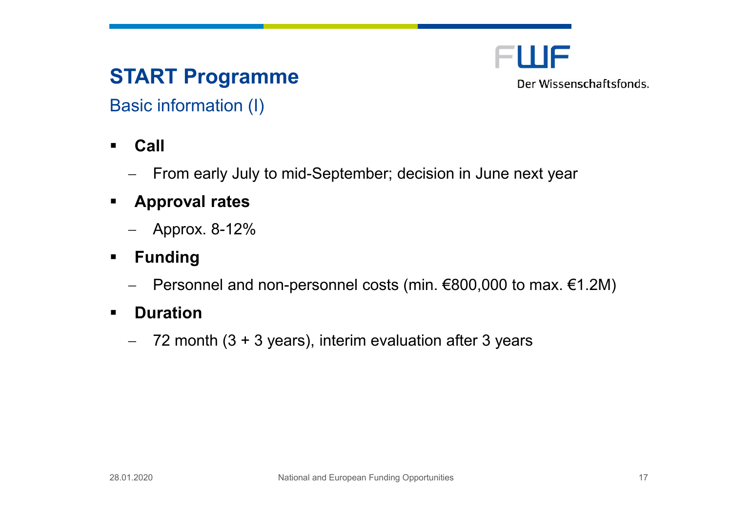# START Programme

## Basic information (I)

- **Call**
  - From early July to mid-September; decision in June next year
- **Approval rates**
  - Approx. 8-12%
- **Funding**
  - Personnel and non-personnel costs (min. €800,000 to max. €1.2M)
- **Duration**
  - 72 month (3 + 3 years), interim evaluation after 3 years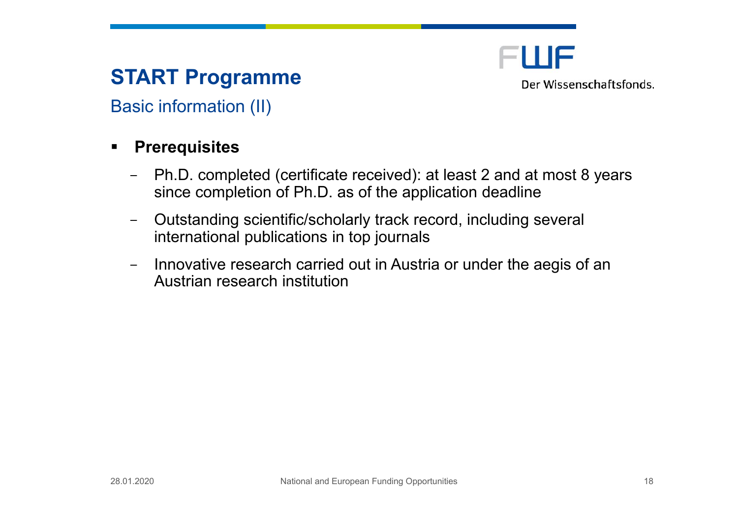# START Programme

## Basic information (II)

- **Prerequisites**
  - Ph.D. completed (certificate received): at least 2 and at most 8 years since completion of Ph.D. as of the application deadline
  - Outstanding scientific/scholarly track record, including several international publications in top journals
  - Innovative research carried out in Austria or under the aegis of an Austrian research institution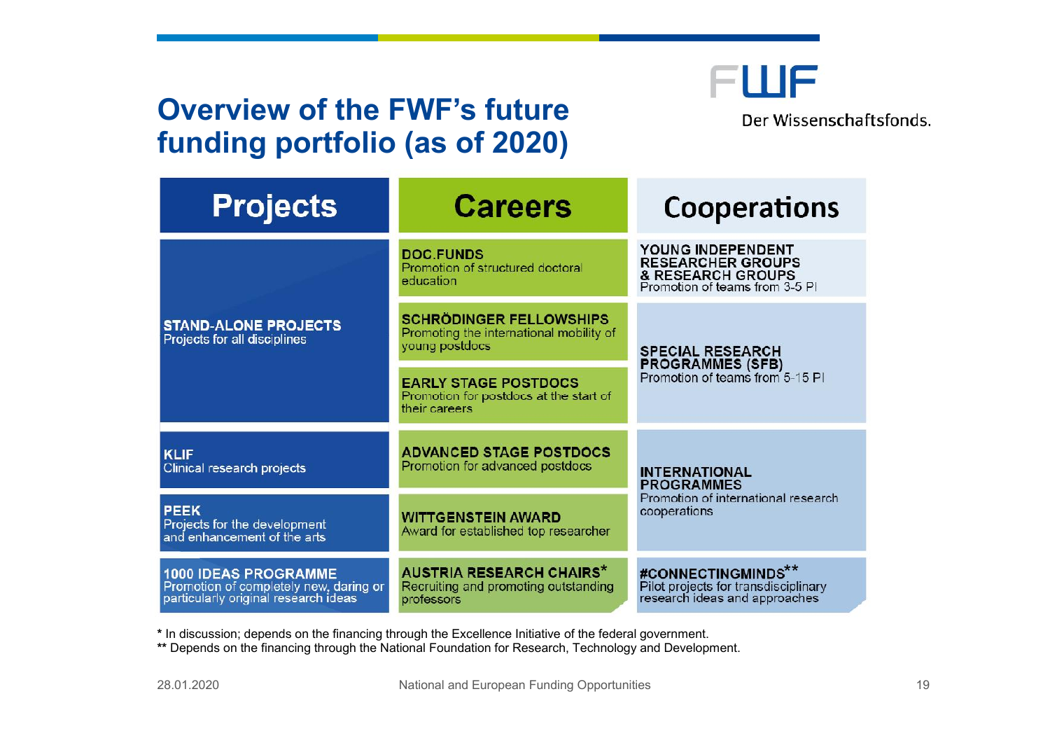# Overview of the FWF's future funding portfolio (as of 2020)

FWF Der Wissenschaftsfonds.

| Projects | Careers | Cooperations |
| --- | --- | --- |
| **STAND-ALONE PROJECTS** Projects for all disciplines | **DOC.FUNDS** Promotion of structured doctoral education | **YOUNG INDEPENDENT RESEARCHER GROUPS & RESEARCH GROUPS** Promotion of teams from 3-5 PI |
| | **SCHRÖDINGER FELLOWSHIPS** Promoting the international mobility of young postdocs | **SPECIAL RESEARCH PROGRAMMES (SFB)** Promotion of teams from 5-15 PI |
| | **EARLY STAGE POSTDOCS** Promotion for postdocs at the start of their careers | |
| **KLIF** Clinical research projects | **ADVANCED STAGE POSTDOCS** Promotion for advanced postdocs | **INTERNATIONAL PROGRAMMES** Promotion of international research cooperations |
| **PEEK** Projects for the development and enhancement of the arts | **WITTGENSTEIN AWARD** Award for established top researcher | |
| **1000 IDEAS PROGRAMME** Promotion of completely new, daring or particularly original research ideas | **AUSTRIA RESEARCH CHAIRS*** Recruiting and promoting outstanding professors | **#CONNECTINGMINDS**** Pilot projects for transdisciplinary research ideas and approaches |

* In discussion; depends on the financing through the Excellence Initiative of the federal government.
** Depends on the financing through the National Foundation for Research, Technology and Development.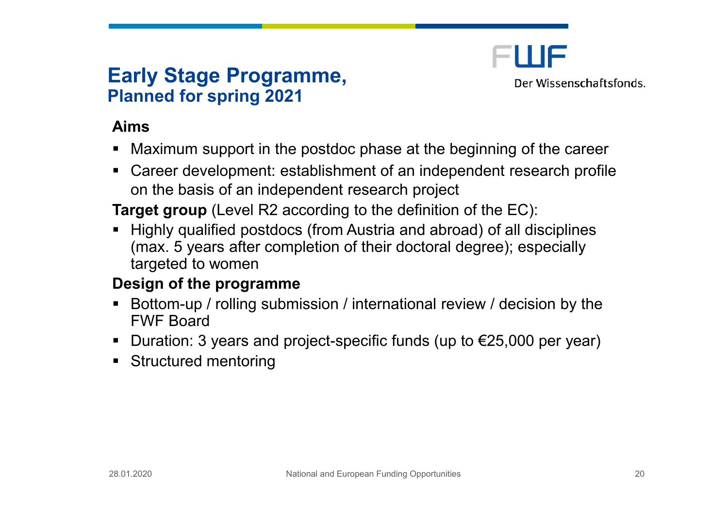# Early Stage Programme,
## Planned for spring 2021

**Aims**

- Maximum support in the postdoc phase at the beginning of the career
- Career development: establishment of an independent research profile on the basis of an independent research project

**Target group** (Level R2 according to the definition of the EC):

- Highly qualified postdocs (from Austria and abroad) of all disciplines (max. 5 years after completion of their doctoral degree); especially targeted to women

**Design of the programme**

- Bottom-up / rolling submission / international review / decision by the FWF Board
- Duration: 3 years and project-specific funds (up to €25,000 per year)
- Structured mentoring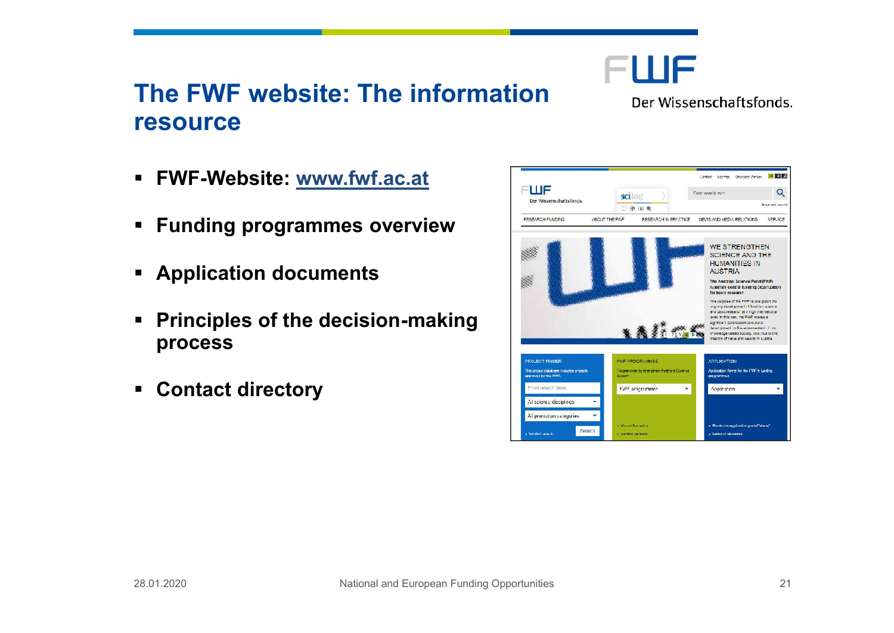# The FWF website: The information resource

- **FWF-Website: [www.fwf.ac.at](http://www.fwf.ac.at)**
- **Funding programmes overview**
- **Application documents**
- **Principles of the decision-making process**
- **Contact directory**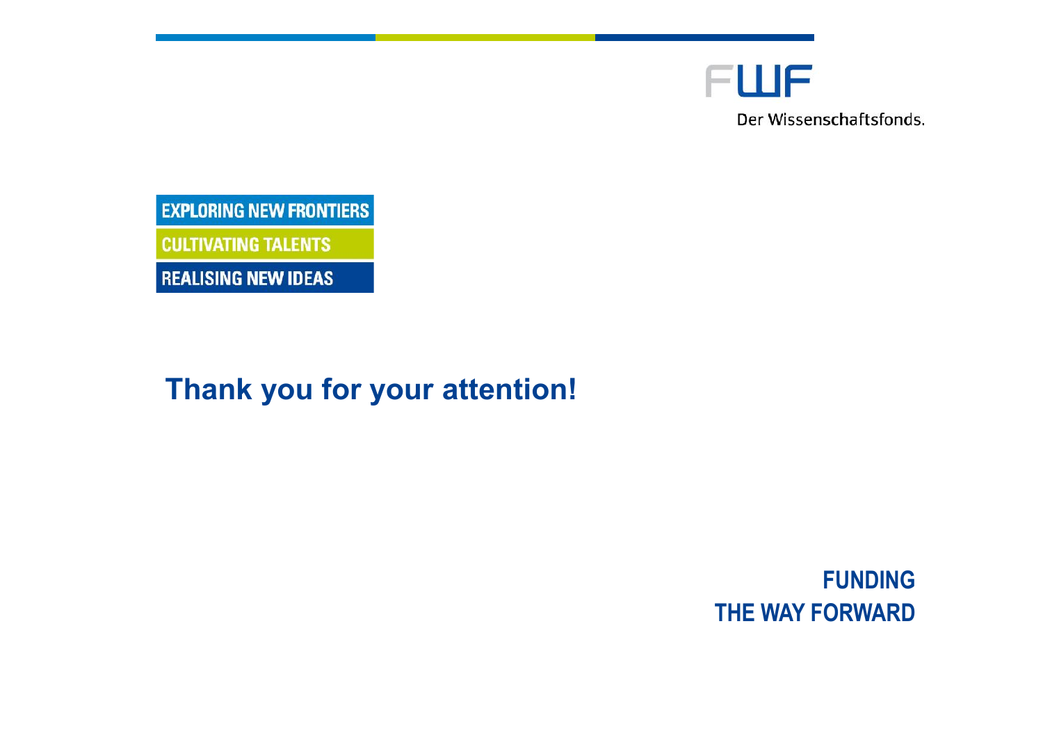FWF

Der Wissenschaftsfonds.

EXPLORING NEW FRONTIERS

CULTIVATING TALENTS

REALISING NEW IDEAS

## Thank you for your attention!

**FUNDING**
**THE WAY FORWARD**